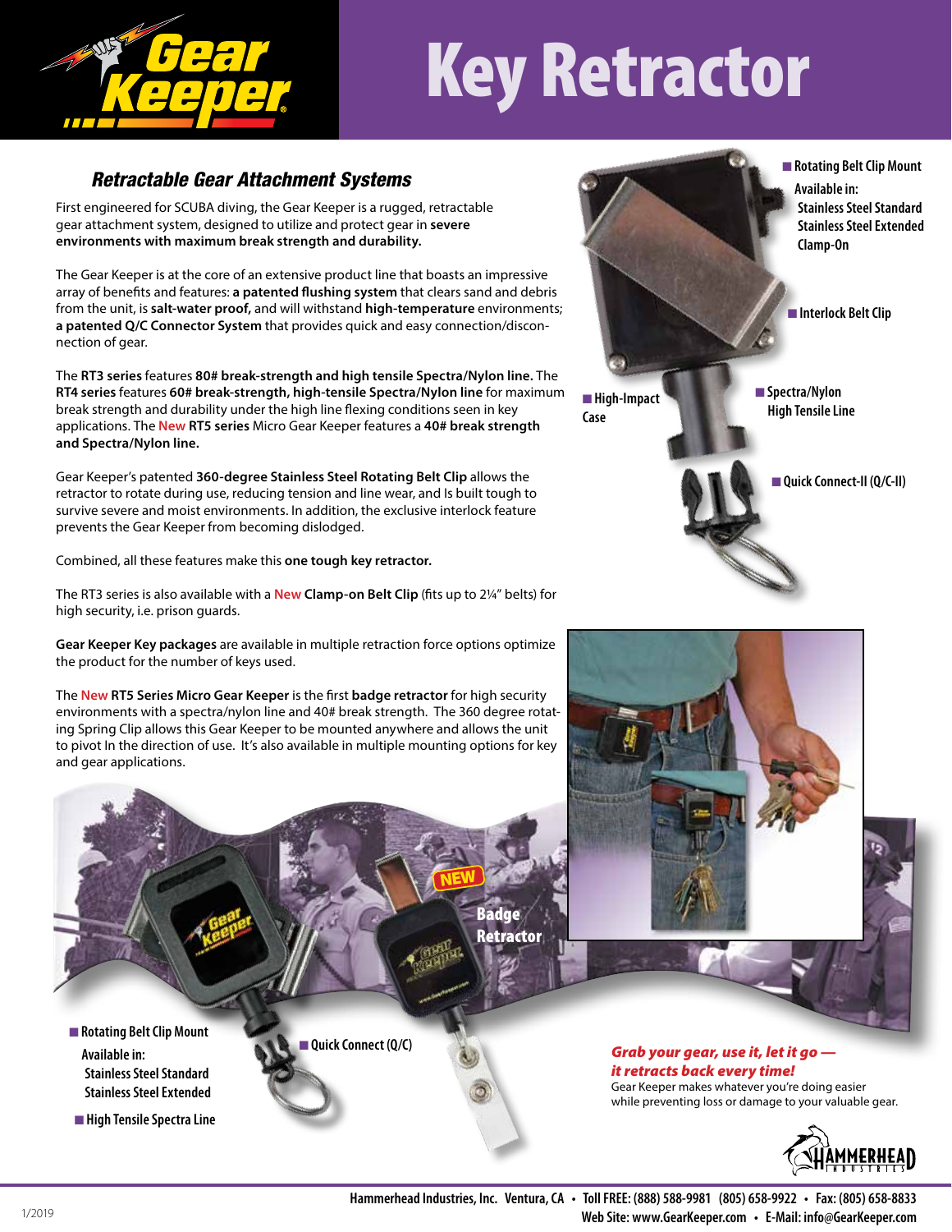# Key Retractor

## *Retractable Gear Attachment Systems*

First engineered for SCUBA diving, the Gear Keeper is a rugged, retractable gear attachment system, designed to utilize and protect gear in **severe environments with maximum break strength and durability.**

The Gear Keeper is at the core of an extensive product line that boasts an impressive array of benefits and features: **a patented flushing system** that clears sand and debris from the unit, is **salt-water proof,** and will withstand **high-temperature** environments; **a patented Q/C Connector System** that provides quick and easy connection/disconnection of gear.

The **RT3 series** features **80# break-strength and high tensile Spectra/Nylon line.** The **RT4 series** features **60# break-strength, high-tensile Spectra/Nylon line** for maximum break strength and durability under the high line flexing conditions seen in key applications. The New **RT5 series** Micro Gear Keeper features a **40# break strength and Spectra/Nylon line.**

Gear Keeper's patented **360-degree Stainless Steel Rotating Belt Clip** allows the retractor to rotate during use, reducing tension and line wear, and Is built tough to survive severe and moist environments. In addition, the exclusive interlock feature prevents the Gear Keeper from becoming dislodged.

Combined, all these features make this **one tough key retractor.**

The RT3 series is also available with a New **Clamp-on Belt Clip** (fits up to 2¼" belts) for high security, i.e. prison guards.

**Gear Keeper Key packages** are available in multiple retraction force options optimize the product for the number of keys used.

The New **RT5 Series Micro Gear Keeper** is the first **badge retractor** for high security environments with a spectra/nylon line and 40# break strength. The 360 degree rotating Spring Clip allows this Gear Keeper to be mounted anywhere and allows the unit to pivot In the direction of use. It's also available in multiple mounting options for key and gear applications.

- Rotating Belt Clip Mount
  Available in:
  Stainless Steel Standard
  Stainless Steel Extended
  Clamp-On
- Interlock Belt Clip
- High-Impact Case
- Spectra/Nylon High Tensile Line
- Quick Connect-II (Q/C-II)

NEW Badge Retractor

- Rotating Belt Clip Mount
  Available in:
  Stainless Steel Standard
  Stainless Steel Extended
- High Tensile Spectra Line
- Quick Connect (Q/C)

***Grab your gear, use it, let it go — it retracts back every time!***

Gear Keeper makes whatever you're doing easier while preventing loss or damage to your valuable gear.

Hammerhead Industries, Inc. Ventura, CA • Toll FREE: (888) 588-9981 (805) 658-9922 • Fax: (805) 658-8833
Web Site: www.GearKeeper.com • E-Mail: info@GearKeeper.com

1/2019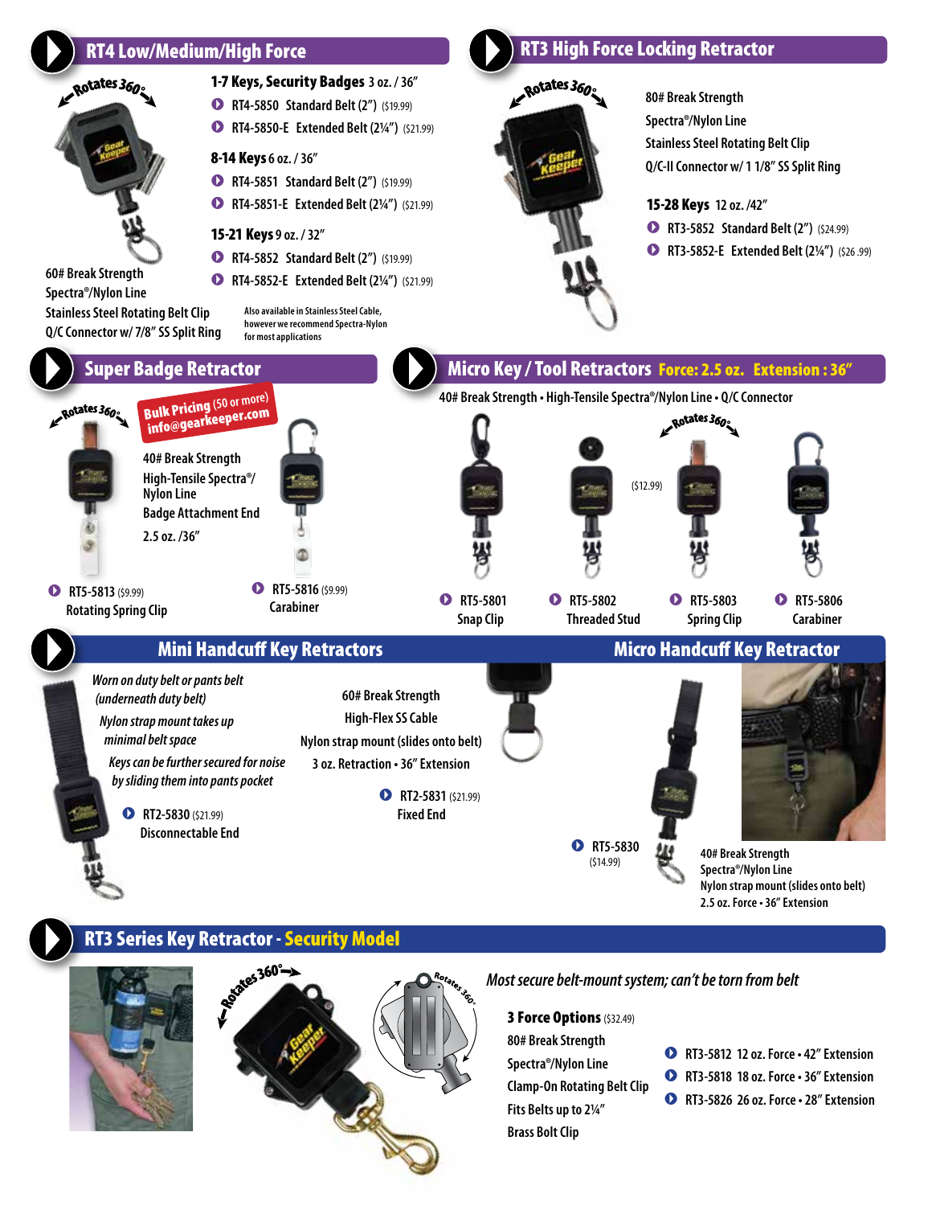## RT4 Low/Medium/High Force

Rotates 360°

**1-7 Keys, Security Badges** 3 oz. / 36"

- RT4-5850 Standard Belt (2") ($19.99)
- RT4-5850-E Extended Belt (2¼") ($21.99)

**8-14 Keys** 6 oz. / 36"

- RT4-5851 Standard Belt (2") ($19.99)
- RT4-5851-E Extended Belt (2¼") ($21.99)

**15-21 Keys** 9 oz. / 32"

- RT4-5852 Standard Belt (2") ($19.99)
- RT4-5852-E Extended Belt (2¼") ($21.99)

60# Break Strength
Spectra®/Nylon Line
Stainless Steel Rotating Belt Clip
Q/C Connector w/ 7/8" SS Split Ring

Also available in Stainless Steel Cable, however we recommend Spectra-Nylon for most applications

## RT3 High Force Locking Retractor

Rotates 360°

80# Break Strength
Spectra®/Nylon Line
Stainless Steel Rotating Belt Clip
Q/C-II Connector w/ 1 1/8" SS Split Ring

**15-28 Keys** 12 oz. /42"

- RT3-5852 Standard Belt (2") ($24.99)
- RT3-5852-E Extended Belt (2¼") ($26 .99)

## Super Badge Retractor

Rotates 360°

**Bulk Pricing** (50 or more) info@gearkeeper.com

40# Break Strength
High-Tensile Spectra®/ Nylon Line
Badge Attachment End
2.5 oz. /36"

- RT5-5813 ($9.99) Rotating Spring Clip
- RT5-5816 ($9.99) Carabiner

## Micro Key / Tool Retractors Force: 2.5 oz. Extension : 36"

40# Break Strength • High-Tensile Spectra®/Nylon Line • Q/C Connector

Rotates 360°

($12.99)

- RT5-5801 Snap Clip
- RT5-5802 Threaded Stud
- RT5-5803 Spring Clip
- RT5-5806 Carabiner

## Mini Handcuff Key Retractors

*Worn on duty belt or pants belt (underneath duty belt)*

*Nylon strap mount takes up minimal belt space*

*Keys can be further secured for noise by sliding them into pants pocket*

60# Break Strength
High-Flex SS Cable
Nylon strap mount (slides onto belt)
3 oz. Retraction • 36" Extension

- RT2-5830 ($21.99) Disconnectable End
- RT2-5831 ($21.99) Fixed End

## Micro Handcuff Key Retractor

- RT5-5830 ($14.99)

40# Break Strength
Spectra®/Nylon Line
Nylon strap mount (slides onto belt)
2.5 oz. Force • 36" Extension

## RT3 Series Key Retractor - Security Model

Rotates 360°

*Most secure belt-mount system; can't be torn from belt*

**3 Force Options** ($32.49)
80# Break Strength
Spectra®/Nylon Line
Clamp-On Rotating Belt Clip
Fits Belts up to 2¼"
Brass Bolt Clip

- RT3-5812 12 oz. Force • 42" Extension
- RT3-5818 18 oz. Force • 36" Extension
- RT3-5826 26 oz. Force • 28" Extension